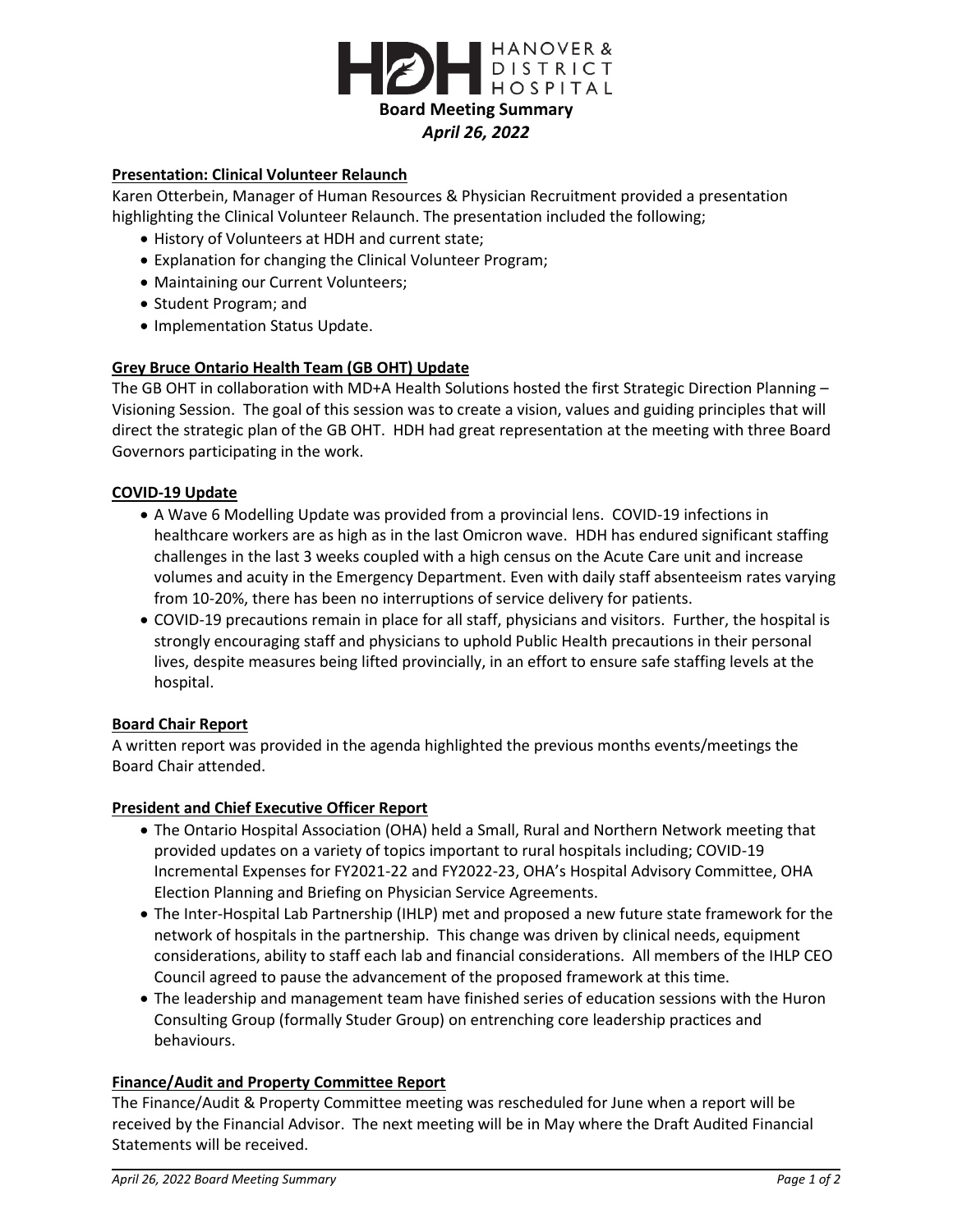# HANOVER & DISTRICT HOSPITAL

## Board Meeting Summary

*April 26, 2022*

### Presentation: Clinical Volunteer Relaunch

Karen Otterbein, Manager of Human Resources & Physician Recruitment provided a presentation highlighting the Clinical Volunteer Relaunch. The presentation included the following;

- History of Volunteers at HDH and current state;
- Explanation for changing the Clinical Volunteer Program;
- Maintaining our Current Volunteers;
- Student Program; and
- Implementation Status Update.

### Grey Bruce Ontario Health Team (GB OHT) Update

The GB OHT in collaboration with MD+A Health Solutions hosted the first Strategic Direction Planning – Visioning Session. The goal of this session was to create a vision, values and guiding principles that will direct the strategic plan of the GB OHT. HDH had great representation at the meeting with three Board Governors participating in the work.

### COVID-19 Update

- A Wave 6 Modelling Update was provided from a provincial lens. COVID-19 infections in healthcare workers are as high as in the last Omicron wave. HDH has endured significant staffing challenges in the last 3 weeks coupled with a high census on the Acute Care unit and increase volumes and acuity in the Emergency Department. Even with daily staff absenteeism rates varying from 10-20%, there has been no interruptions of service delivery for patients.
- COVID-19 precautions remain in place for all staff, physicians and visitors. Further, the hospital is strongly encouraging staff and physicians to uphold Public Health precautions in their personal lives, despite measures being lifted provincially, in an effort to ensure safe staffing levels at the hospital.

### Board Chair Report

A written report was provided in the agenda highlighted the previous months events/meetings the Board Chair attended.

### President and Chief Executive Officer Report

- The Ontario Hospital Association (OHA) held a Small, Rural and Northern Network meeting that provided updates on a variety of topics important to rural hospitals including; COVID-19 Incremental Expenses for FY2021-22 and FY2022-23, OHA's Hospital Advisory Committee, OHA Election Planning and Briefing on Physician Service Agreements.
- The Inter-Hospital Lab Partnership (IHLP) met and proposed a new future state framework for the network of hospitals in the partnership. This change was driven by clinical needs, equipment considerations, ability to staff each lab and financial considerations. All members of the IHLP CEO Council agreed to pause the advancement of the proposed framework at this time.
- The leadership and management team have finished series of education sessions with the Huron Consulting Group (formally Studer Group) on entrenching core leadership practices and behaviours.

### Finance/Audit and Property Committee Report

The Finance/Audit & Property Committee meeting was rescheduled for June when a report will be received by the Financial Advisor. The next meeting will be in May where the Draft Audited Financial Statements will be received.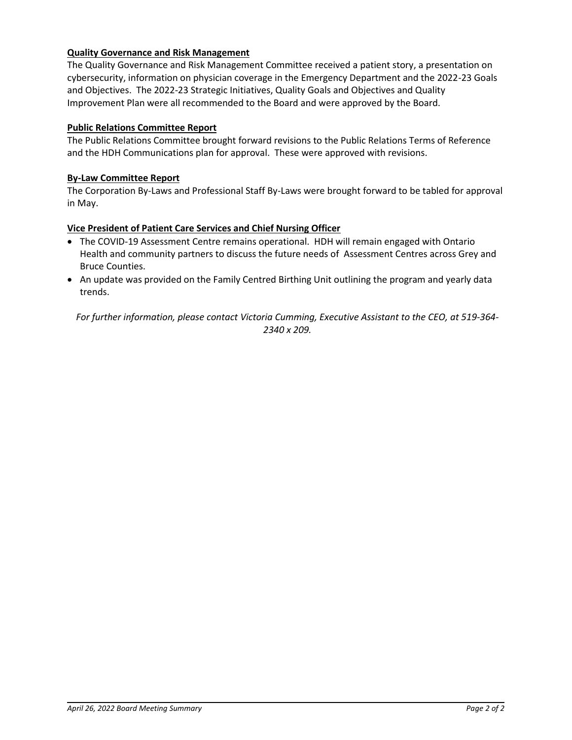**Quality Governance and Risk Management**

The Quality Governance and Risk Management Committee received a patient story, a presentation on cybersecurity, information on physician coverage in the Emergency Department and the 2022-23 Goals and Objectives. The 2022-23 Strategic Initiatives, Quality Goals and Objectives and Quality Improvement Plan were all recommended to the Board and were approved by the Board.

**Public Relations Committee Report**

The Public Relations Committee brought forward revisions to the Public Relations Terms of Reference and the HDH Communications plan for approval. These were approved with revisions.

**By-Law Committee Report**

The Corporation By-Laws and Professional Staff By-Laws were brought forward to be tabled for approval in May.

**Vice President of Patient Care Services and Chief Nursing Officer**

- The COVID-19 Assessment Centre remains operational. HDH will remain engaged with Ontario Health and community partners to discuss the future needs of Assessment Centres across Grey and Bruce Counties.
- An update was provided on the Family Centred Birthing Unit outlining the program and yearly data trends.

*For further information, please contact Victoria Cumming, Executive Assistant to the CEO, at 519-364-2340 x 209.*